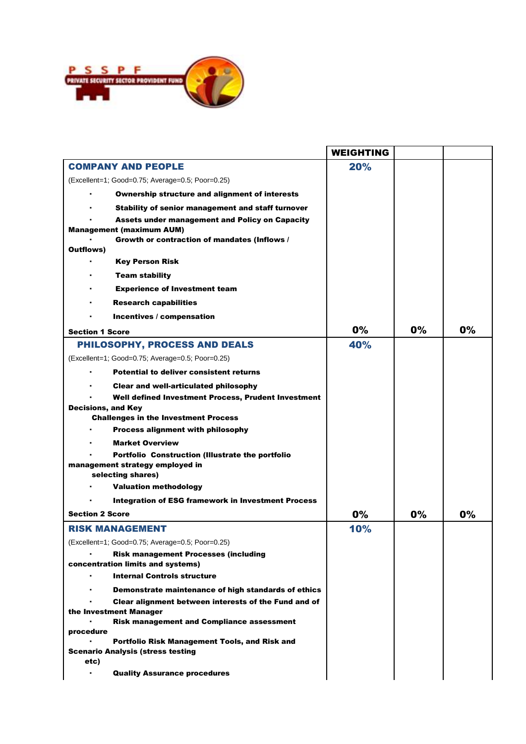PSSPF
PRIVATE SECURITY SECTOR PROVIDENT FUND

| | WEIGHTING | | |
|---|---|---|---|
| **COMPANY AND PEOPLE** | **20%** | | |
| (Excellent=1; Good=0.75; Average=0.5; Poor=0.25) | | | |
| ▪ **Ownership structure and alignment of interests** | | | |
| ▪ **Stability of senior management and staff turnover** | | | |
| ▪ **Assets under management and Policy on Capacity Management (maximum AUM)** | | | |
| ▪ **Growth or contraction of mandates (Inflows / Outflows)** | | | |
| ▪ **Key Person Risk** | | | |
| ▪ **Team stability** | | | |
| ▪ **Experience of Investment team** | | | |
| ▪ **Research capabilities** | | | |
| ▪ **Incentives / compensation** | | | |
| **Section 1 Score** | **0%** | **0%** | **0%** |
| **PHILOSOPHY, PROCESS AND DEALS** | **40%** | | |
| (Excellent=1; Good=0.75; Average=0.5; Poor=0.25) | | | |
| ▪ **Potential to deliver consistent returns** | | | |
| ▪ **Clear and well-articulated philosophy** | | | |
| ▪ **Well defined Investment Process, Prudent Investment Decisions, and Key Challenges in the Investment Process** | | | |
| ▪ **Process alignment with philosophy** | | | |
| ▪ **Market Overview** | | | |
| ▪ **Portfolio Construction (Illustrate the portfolio management strategy employed in selecting shares)** | | | |
| ▪ **Valuation methodology** | | | |
| ▪ **Integration of ESG framework in Investment Process** | | | |
| **Section 2 Score** | **0%** | **0%** | **0%** |
| **RISK MANAGEMENT** | **10%** | | |
| (Excellent=1; Good=0.75; Average=0.5; Poor=0.25) | | | |
| ▪ **Risk management Processes (including concentration limits and systems)** | | | |
| ▪ **Internal Controls structure** | | | |
| ▪ **Demonstrate maintenance of high standards of ethics** | | | |
| ▪ **Clear alignment between interests of the Fund and of the Investment Manager** | | | |
| ▪ **Risk management and Compliance assessment procedure** | | | |
| ▪ **Portfolio Risk Management Tools, and Risk and Scenario Analysis (stress testing etc)** | | | |
| ▪ **Quality Assurance procedures** | | | |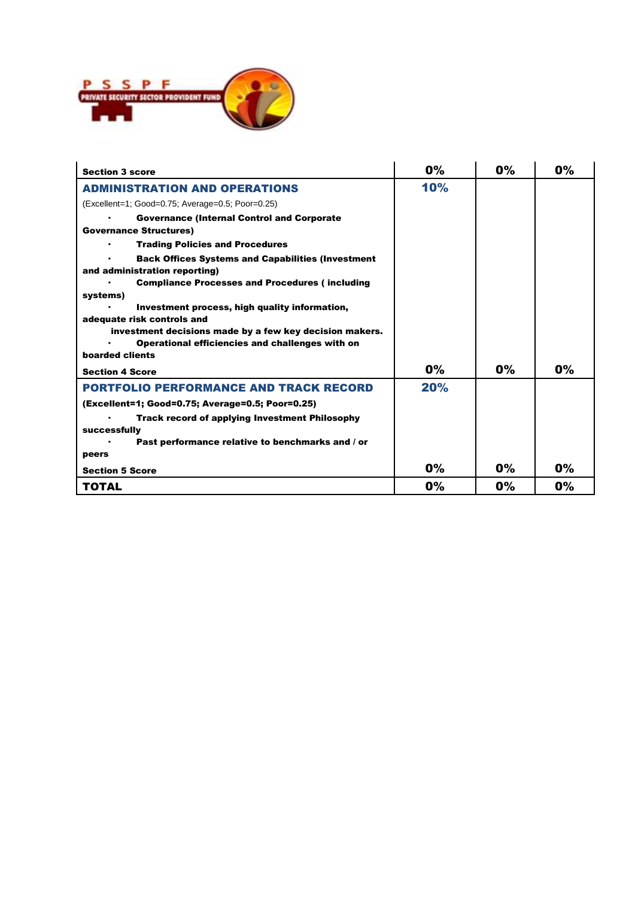| | | | |
|---|---|---|---|
| **Section 3 score** | **0%** | **0%** | **0%** |
| **ADMINISTRATION AND OPERATIONS** | **10%** | | |
| (Excellent=1; Good=0.75; Average=0.5; Poor=0.25) | | | |
| ▪ **Governance (Internal Control and Corporate Governance Structures)** | | | |
| ▪ **Trading Policies and Procedures** | | | |
| ▪ **Back Offices Systems and Capabilities (Investment and administration reporting)** | | | |
| ▪ **Compliance Processes and Procedures ( including systems)** | | | |
| ▪ **Investment process, high quality information, adequate risk controls and investment decisions made by a few key decision makers.** | | | |
| ▪ **Operational efficiencies and challenges with on boarded clients** | | | |
| **Section 4 Score** | **0%** | **0%** | **0%** |
| **PORTFOLIO PERFORMANCE AND TRACK RECORD** | **20%** | | |
| **(Excellent=1; Good=0.75; Average=0.5; Poor=0.25)** | | | |
| ▪ **Track record of applying Investment Philosophy successfully** | | | |
| ▪ **Past performance relative to benchmarks and / or peers** | | | |
| **Section 5 Score** | **0%** | **0%** | **0%** |
| **TOTAL** | **0%** | **0%** | **0%** |